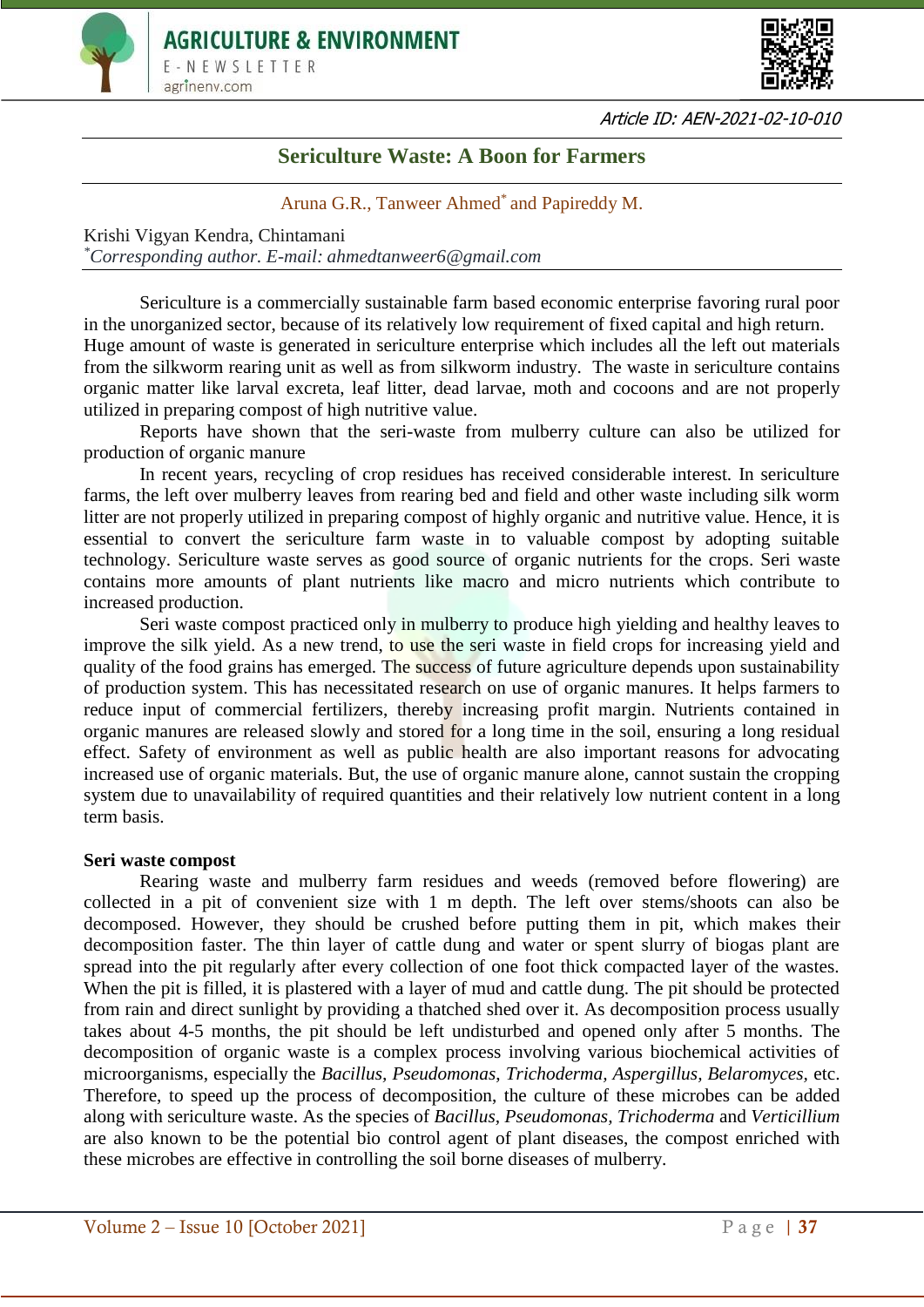Article ID: AEN-2021-02-10-010

# Sericulture Waste: A Boon for Farmers

Aruna G.R., Tanweer Ahmed* and Papireddy M.

Krishi Vigyan Kendra, Chintamani
*Corresponding author. E-mail: ahmedtanweer6@gmail.com

Sericulture is a commercially sustainable farm based economic enterprise favoring rural poor in the unorganized sector, because of its relatively low requirement of fixed capital and high return. Huge amount of waste is generated in sericulture enterprise which includes all the left out materials from the silkworm rearing unit as well as from silkworm industry. The waste in sericulture contains organic matter like larval excreta, leaf litter, dead larvae, moth and cocoons and are not properly utilized in preparing compost of high nutritive value.

Reports have shown that the seri-waste from mulberry culture can also be utilized for production of organic manure

In recent years, recycling of crop residues has received considerable interest. In sericulture farms, the left over mulberry leaves from rearing bed and field and other waste including silk worm litter are not properly utilized in preparing compost of highly organic and nutritive value. Hence, it is essential to convert the sericulture farm waste in to valuable compost by adopting suitable technology. Sericulture waste serves as good source of organic nutrients for the crops. Seri waste contains more amounts of plant nutrients like macro and micro nutrients which contribute to increased production.

Seri waste compost practiced only in mulberry to produce high yielding and healthy leaves to improve the silk yield. As a new trend, to use the seri waste in field crops for increasing yield and quality of the food grains has emerged. The success of future agriculture depends upon sustainability of production system. This has necessitated research on use of organic manures. It helps farmers to reduce input of commercial fertilizers, thereby increasing profit margin. Nutrients contained in organic manures are released slowly and stored for a long time in the soil, ensuring a long residual effect. Safety of environment as well as public health are also important reasons for advocating increased use of organic materials. But, the use of organic manure alone, cannot sustain the cropping system due to unavailability of required quantities and their relatively low nutrient content in a long term basis.

**Seri waste compost**

Rearing waste and mulberry farm residues and weeds (removed before flowering) are collected in a pit of convenient size with 1 m depth. The left over stems/shoots can also be decomposed. However, they should be crushed before putting them in pit, which makes their decomposition faster. The thin layer of cattle dung and water or spent slurry of biogas plant are spread into the pit regularly after every collection of one foot thick compacted layer of the wastes. When the pit is filled, it is plastered with a layer of mud and cattle dung. The pit should be protected from rain and direct sunlight by providing a thatched shed over it. As decomposition process usually takes about 4-5 months, the pit should be left undisturbed and opened only after 5 months. The decomposition of organic waste is a complex process involving various biochemical activities of microorganisms, especially the *Bacillus*, *Pseudomonas*, *Trichoderma*, *Aspergillus*, *Belaromyces*, etc. Therefore, to speed up the process of decomposition, the culture of these microbes can be added along with sericulture waste. As the species of *Bacillus*, *Pseudomonas*, *Trichoderma* and *Verticillium* are also known to be the potential bio control agent of plant diseases, the compost enriched with these microbes are effective in controlling the soil borne diseases of mulberry.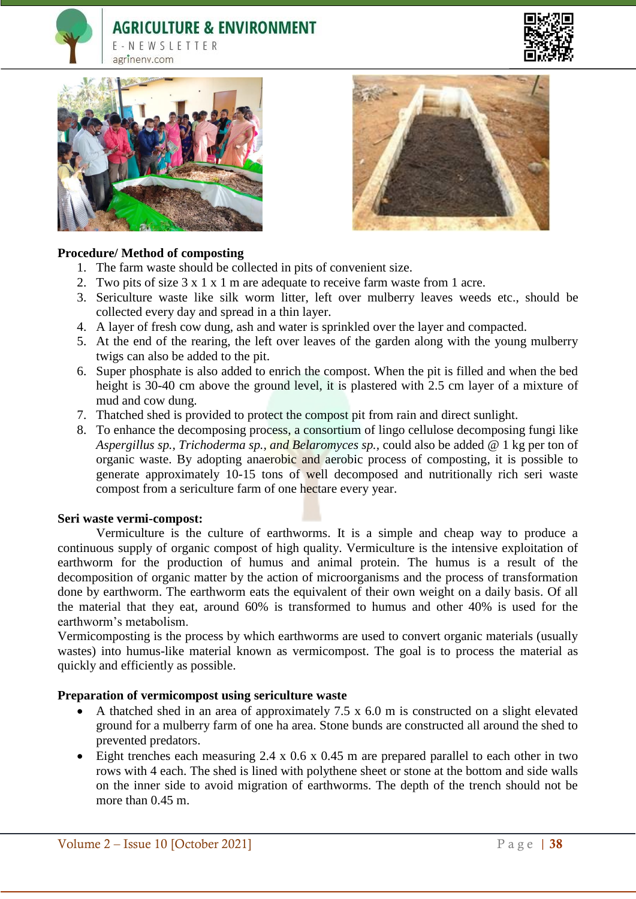**Procedure/ Method of composting**

1. The farm waste should be collected in pits of convenient size.
2. Two pits of size 3 x 1 x 1 m are adequate to receive farm waste from 1 acre.
3. Sericulture waste like silk worm litter, left over mulberry leaves weeds etc., should be collected every day and spread in a thin layer.
4. A layer of fresh cow dung, ash and water is sprinkled over the layer and compacted.
5. At the end of the rearing, the left over leaves of the garden along with the young mulberry twigs can also be added to the pit.
6. Super phosphate is also added to enrich the compost. When the pit is filled and when the bed height is 30-40 cm above the ground level, it is plastered with 2.5 cm layer of a mixture of mud and cow dung.
7. Thatched shed is provided to protect the compost pit from rain and direct sunlight.
8. To enhance the decomposing process, a consortium of lingo cellulose decomposing fungi like *Aspergillus sp., Trichoderma sp., and Belaromyces sp.*, could also be added @ 1 kg per ton of organic waste. By adopting anaerobic and aerobic process of composting, it is possible to generate approximately 10-15 tons of well decomposed and nutritionally rich seri waste compost from a sericulture farm of one hectare every year.

**Seri waste vermi-compost:**

Vermiculture is the culture of earthworms. It is a simple and cheap way to produce a continuous supply of organic compost of high quality. Vermiculture is the intensive exploitation of earthworm for the production of humus and animal protein. The humus is a result of the decomposition of organic matter by the action of microorganisms and the process of transformation done by earthworm. The earthworm eats the equivalent of their own weight on a daily basis. Of all the material that they eat, around 60% is transformed to humus and other 40% is used for the earthworm's metabolism.

Vermicomposting is the process by which earthworms are used to convert organic materials (usually wastes) into humus-like material known as vermicompost. The goal is to process the material as quickly and efficiently as possible.

**Preparation of vermicompost using sericulture waste**

- A thatched shed in an area of approximately 7.5 x 6.0 m is constructed on a slight elevated ground for a mulberry farm of one ha area. Stone bunds are constructed all around the shed to prevented predators.
- Eight trenches each measuring 2.4 x 0.6 x 0.45 m are prepared parallel to each other in two rows with 4 each. The shed is lined with polythene sheet or stone at the bottom and side walls on the inner side to avoid migration of earthworms. The depth of the trench should not be more than 0.45 m.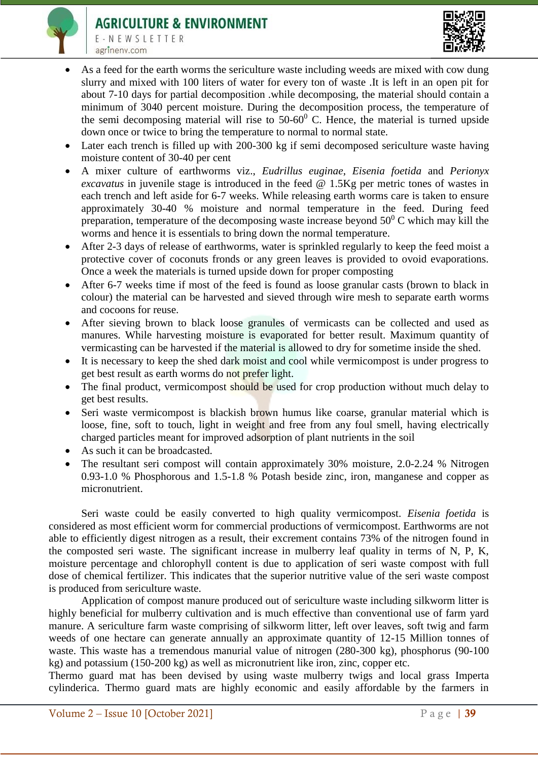- As a feed for the earth worms the sericulture waste including weeds are mixed with cow dung slurry and mixed with 100 liters of water for every ton of waste .It is left in an open pit for about 7-10 days for partial decomposition .while decomposing, the material should contain a minimum of 3040 percent moisture. During the decomposition process, the temperature of the semi decomposing material will rise to 50-60$^0$ C. Hence, the material is turned upside down once or twice to bring the temperature to normal to normal state.
- Later each trench is filled up with 200-300 kg if semi decomposed sericulture waste having moisture content of 30-40 per cent
- A mixer culture of earthworms viz., *Eudrillus euginae*, *Eisenia foetida* and *Perionyx excavatus* in juvenile stage is introduced in the feed @ 1.5Kg per metric tones of wastes in each trench and left aside for 6-7 weeks. While releasing earth worms care is taken to ensure approximately 30-40 % moisture and normal temperature in the feed. During feed preparation, temperature of the decomposing waste increase beyond 50$^0$ C which may kill the worms and hence it is essentials to bring down the normal temperature.
- After 2-3 days of release of earthworms, water is sprinkled regularly to keep the feed moist a protective cover of coconuts fronds or any green leaves is provided to ovoid evaporations. Once a week the materials is turned upside down for proper composting
- After 6-7 weeks time if most of the feed is found as loose granular casts (brown to black in colour) the material can be harvested and sieved through wire mesh to separate earth worms and cocoons for reuse.
- After sieving brown to black loose granules of vermicasts can be collected and used as manures. While harvesting moisture is evaporated for better result. Maximum quantity of vermicasting can be harvested if the material is allowed to dry for sometime inside the shed.
- It is necessary to keep the shed dark moist and cool while vermicompost is under progress to get best result as earth worms do not prefer light.
- The final product, vermicompost should be used for crop production without much delay to get best results.
- Seri waste vermicompost is blackish brown humus like coarse, granular material which is loose, fine, soft to touch, light in weight and free from any foul smell, having electrically charged particles meant for improved adsorption of plant nutrients in the soil
- As such it can be broadcasted.
- The resultant seri compost will contain approximately 30% moisture, 2.0-2.24 % Nitrogen 0.93-1.0 % Phosphorous and 1.5-1.8 % Potash beside zinc, iron, manganese and copper as micronutrient.

Seri waste could be easily converted to high quality vermicompost. *Eisenia foetida* is considered as most efficient worm for commercial productions of vermicompost. Earthworms are not able to efficiently digest nitrogen as a result, their excrement contains 73% of the nitrogen found in the composted seri waste. The significant increase in mulberry leaf quality in terms of N, P, K, moisture percentage and chlorophyll content is due to application of seri waste compost with full dose of chemical fertilizer. This indicates that the superior nutritive value of the seri waste compost is produced from sericulture waste.

Application of compost manure produced out of sericulture waste including silkworm litter is highly beneficial for mulberry cultivation and is much effective than conventional use of farm yard manure. A sericulture farm waste comprising of silkworm litter, left over leaves, soft twig and farm weeds of one hectare can generate annually an approximate quantity of 12-15 Million tonnes of waste. This waste has a tremendous manurial value of nitrogen (280-300 kg), phosphorus (90-100 kg) and potassium (150-200 kg) as well as micronutrient like iron, zinc, copper etc.

Thermo guard mat has been devised by using waste mulberry twigs and local grass Imperta cylinderica. Thermo guard mats are highly economic and easily affordable by the farmers in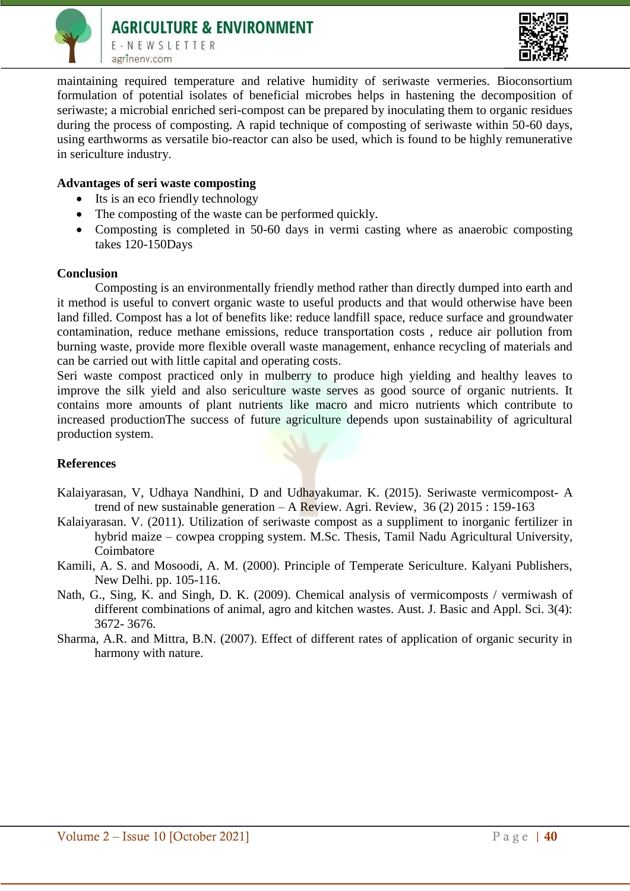maintaining required temperature and relative humidity of seriwaste vermeries. Bioconsortium formulation of potential isolates of beneficial microbes helps in hastening the decomposition of seriwaste; a microbial enriched seri-compost can be prepared by inoculating them to organic residues during the process of composting. A rapid technique of composting of seriwaste within 50-60 days, using earthworms as versatile bio-reactor can also be used, which is found to be highly remunerative in sericulture industry.

**Advantages of seri waste composting**

- Its is an eco friendly technology
- The composting of the waste can be performed quickly.
- Composting is completed in 50-60 days in vermi casting where as anaerobic composting takes 120-150Days

**Conclusion**

Composting is an environmentally friendly method rather than directly dumped into earth and it method is useful to convert organic waste to useful products and that would otherwise have been land filled. Compost has a lot of benefits like: reduce landfill space, reduce surface and groundwater contamination, reduce methane emissions, reduce transportation costs , reduce air pollution from burning waste, provide more flexible overall waste management, enhance recycling of materials and can be carried out with little capital and operating costs.

Seri waste compost practiced only in mulberry to produce high yielding and healthy leaves to improve the silk yield and also sericulture waste serves as good source of organic nutrients. It contains more amounts of plant nutrients like macro and micro nutrients which contribute to increased productionThe success of future agriculture depends upon sustainability of agricultural production system.

**References**

Kalaiyarasan, V, Udhaya Nandhini, D and Udhayakumar. K. (2015). Seriwaste vermicompost- A trend of new sustainable generation – A Review. Agri. Review, 36 (2) 2015 : 159-163

Kalaiyarasan. V. (2011). Utilization of seriwaste compost as a suppliment to inorganic fertilizer in hybrid maize – cowpea cropping system. M.Sc. Thesis, Tamil Nadu Agricultural University, Coimbatore

Kamili, A. S. and Mosoodi, A. M. (2000). Principle of Temperate Sericulture. Kalyani Publishers, New Delhi. pp. 105-116.

Nath, G., Sing, K. and Singh, D. K. (2009). Chemical analysis of vermicomposts / vermiwash of different combinations of animal, agro and kitchen wastes. Aust. J. Basic and Appl. Sci. 3(4): 3672- 3676.

Sharma, A.R. and Mittra, B.N. (2007). Effect of different rates of application of organic security in harmony with nature.